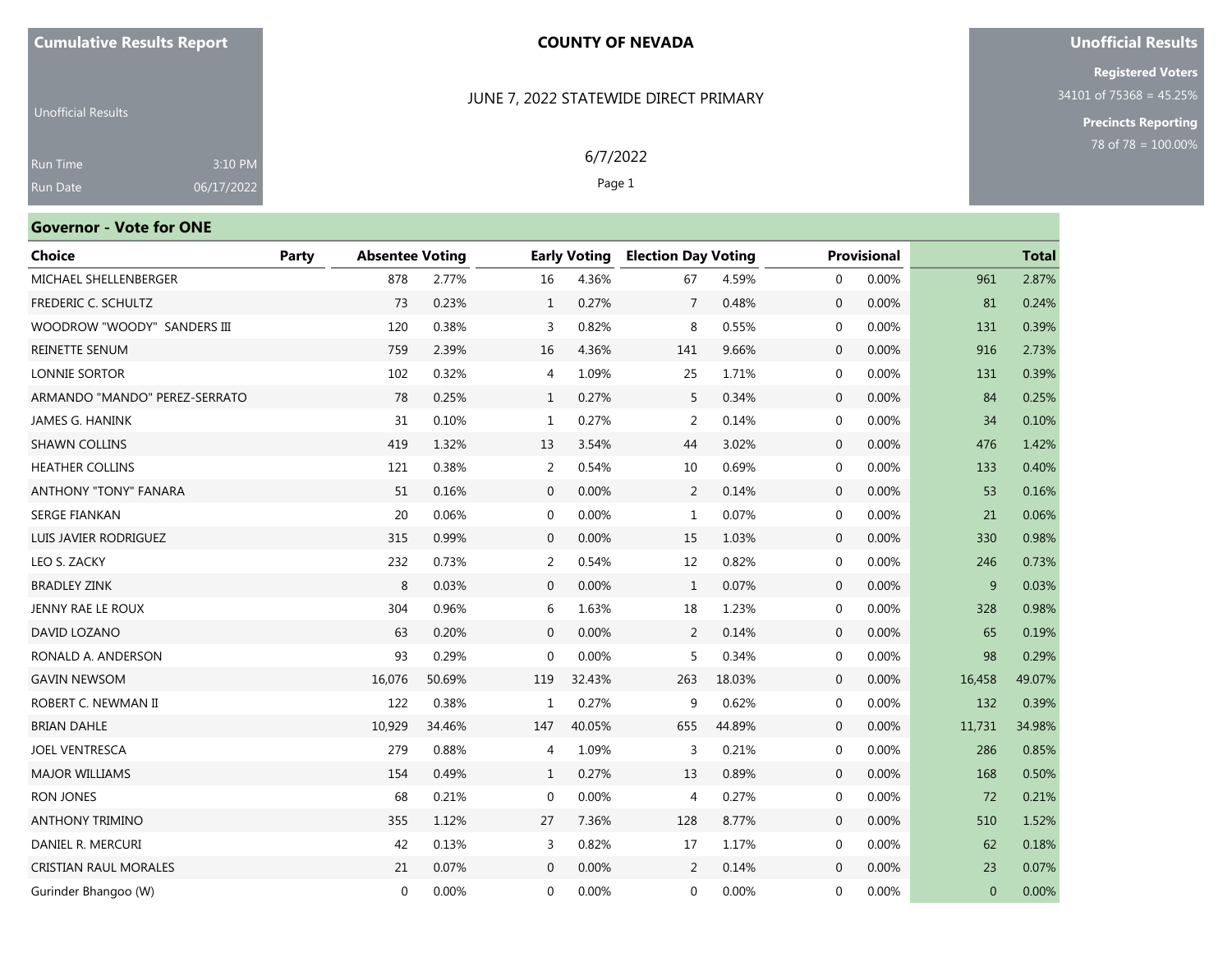Cumulative Results Report

Unofficial Results

Run Time 3:10 PM

Run Date 06/17/2022

**COUNTY OF NEVADA**

JUNE 7, 2022 STATEWIDE DIRECT PRIMARY

6/7/2022

**Unofficial Results**

**Registered Voters**

34101 of 75368 = 45.25%

**Precincts Reporting**

78 of 78 = 100.00%

## Governor - Vote for ONE

| Choice | Party | Absentee Voting | | Early Voting | | Election Day Voting | | Provisional | | Total | |
|---|---|---|---|---|---|---|---|---|---|---|---|
| MICHAEL SHELLENBERGER | | 878 | 2.77% | 16 | 4.36% | 67 | 4.59% | 0 | 0.00% | 961 | 2.87% |
| FREDERIC C. SCHULTZ | | 73 | 0.23% | 1 | 0.27% | 7 | 0.48% | 0 | 0.00% | 81 | 0.24% |
| WOODROW "WOODY" SANDERS III | | 120 | 0.38% | 3 | 0.82% | 8 | 0.55% | 0 | 0.00% | 131 | 0.39% |
| REINETTE SENUM | | 759 | 2.39% | 16 | 4.36% | 141 | 9.66% | 0 | 0.00% | 916 | 2.73% |
| LONNIE SORTOR | | 102 | 0.32% | 4 | 1.09% | 25 | 1.71% | 0 | 0.00% | 131 | 0.39% |
| ARMANDO "MANDO" PEREZ-SERRATO | | 78 | 0.25% | 1 | 0.27% | 5 | 0.34% | 0 | 0.00% | 84 | 0.25% |
| JAMES G. HANINK | | 31 | 0.10% | 1 | 0.27% | 2 | 0.14% | 0 | 0.00% | 34 | 0.10% |
| SHAWN COLLINS | | 419 | 1.32% | 13 | 3.54% | 44 | 3.02% | 0 | 0.00% | 476 | 1.42% |
| HEATHER COLLINS | | 121 | 0.38% | 2 | 0.54% | 10 | 0.69% | 0 | 0.00% | 133 | 0.40% |
| ANTHONY "TONY" FANARA | | 51 | 0.16% | 0 | 0.00% | 2 | 0.14% | 0 | 0.00% | 53 | 0.16% |
| SERGE FIANKAN | | 20 | 0.06% | 0 | 0.00% | 1 | 0.07% | 0 | 0.00% | 21 | 0.06% |
| LUIS JAVIER RODRIGUEZ | | 315 | 0.99% | 0 | 0.00% | 15 | 1.03% | 0 | 0.00% | 330 | 0.98% |
| LEO S. ZACKY | | 232 | 0.73% | 2 | 0.54% | 12 | 0.82% | 0 | 0.00% | 246 | 0.73% |
| BRADLEY ZINK | | 8 | 0.03% | 0 | 0.00% | 1 | 0.07% | 0 | 0.00% | 9 | 0.03% |
| JENNY RAE LE ROUX | | 304 | 0.96% | 6 | 1.63% | 18 | 1.23% | 0 | 0.00% | 328 | 0.98% |
| DAVID LOZANO | | 63 | 0.20% | 0 | 0.00% | 2 | 0.14% | 0 | 0.00% | 65 | 0.19% |
| RONALD A. ANDERSON | | 93 | 0.29% | 0 | 0.00% | 5 | 0.34% | 0 | 0.00% | 98 | 0.29% |
| GAVIN NEWSOM | | 16,076 | 50.69% | 119 | 32.43% | 263 | 18.03% | 0 | 0.00% | 16,458 | 49.07% |
| ROBERT C. NEWMAN II | | 122 | 0.38% | 1 | 0.27% | 9 | 0.62% | 0 | 0.00% | 132 | 0.39% |
| BRIAN DAHLE | | 10,929 | 34.46% | 147 | 40.05% | 655 | 44.89% | 0 | 0.00% | 11,731 | 34.98% |
| JOEL VENTRESCA | | 279 | 0.88% | 4 | 1.09% | 3 | 0.21% | 0 | 0.00% | 286 | 0.85% |
| MAJOR WILLIAMS | | 154 | 0.49% | 1 | 0.27% | 13 | 0.89% | 0 | 0.00% | 168 | 0.50% |
| RON JONES | | 68 | 0.21% | 0 | 0.00% | 4 | 0.27% | 0 | 0.00% | 72 | 0.21% |
| ANTHONY TRIMINO | | 355 | 1.12% | 27 | 7.36% | 128 | 8.77% | 0 | 0.00% | 510 | 1.52% |
| DANIEL R. MERCURI | | 42 | 0.13% | 3 | 0.82% | 17 | 1.17% | 0 | 0.00% | 62 | 0.18% |
| CRISTIAN RAUL MORALES | | 21 | 0.07% | 0 | 0.00% | 2 | 0.14% | 0 | 0.00% | 23 | 0.07% |
| Gurinder Bhangoo (W) | | 0 | 0.00% | 0 | 0.00% | 0 | 0.00% | 0 | 0.00% | 0 | 0.00% |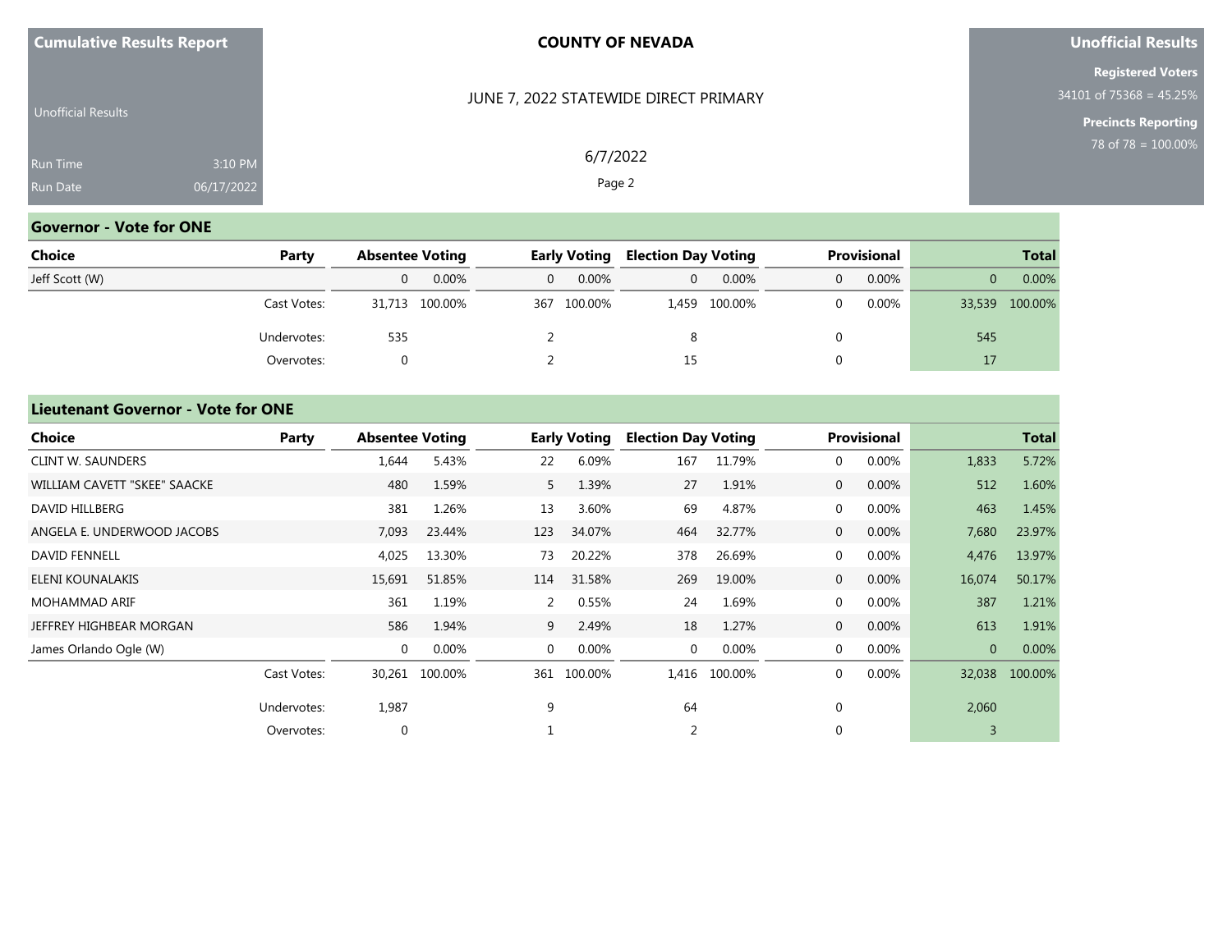**Cumulative Results Report**

Unofficial Results

Run Time 3:10 PM

Run Date 06/17/2022

**COUNTY OF NEVADA**

JUNE 7, 2022 STATEWIDE DIRECT PRIMARY

6/7/2022

**Unofficial Results**

**Registered Voters**

34101 of 75368 = 45.25%

**Precincts Reporting**

78 of 78 = 100.00%

## Governor - Vote for ONE

| Choice | Party | Absentee Voting | | Early Voting | | Election Day Voting | | Provisional | | Total | |
|---|---|---|---|---|---|---|---|---|---|---|---|
| Jeff Scott (W) | | 0 | 0.00% | 0 | 0.00% | 0 | 0.00% | 0 | 0.00% | 0 | 0.00% |
| | Cast Votes: | 31,713 | 100.00% | 367 | 100.00% | 1,459 | 100.00% | 0 | 0.00% | 33,539 | 100.00% |
| | Undervotes: | 535 | | 2 | | 8 | | 0 | | 545 | |
| | Overvotes: | 0 | | 2 | | 15 | | 0 | | 17 | |

## Lieutenant Governor - Vote for ONE

| Choice | Party | Absentee Voting | | Early Voting | | Election Day Voting | | Provisional | | Total | |
|---|---|---|---|---|---|---|---|---|---|---|---|
| CLINT W. SAUNDERS | | 1,644 | 5.43% | 22 | 6.09% | 167 | 11.79% | 0 | 0.00% | 1,833 | 5.72% |
| WILLIAM CAVETT "SKEE" SAACKE | | 480 | 1.59% | 5 | 1.39% | 27 | 1.91% | 0 | 0.00% | 512 | 1.60% |
| DAVID HILLBERG | | 381 | 1.26% | 13 | 3.60% | 69 | 4.87% | 0 | 0.00% | 463 | 1.45% |
| ANGELA E. UNDERWOOD JACOBS | | 7,093 | 23.44% | 123 | 34.07% | 464 | 32.77% | 0 | 0.00% | 7,680 | 23.97% |
| DAVID FENNELL | | 4,025 | 13.30% | 73 | 20.22% | 378 | 26.69% | 0 | 0.00% | 4,476 | 13.97% |
| ELENI KOUNALAKIS | | 15,691 | 51.85% | 114 | 31.58% | 269 | 19.00% | 0 | 0.00% | 16,074 | 50.17% |
| MOHAMMAD ARIF | | 361 | 1.19% | 2 | 0.55% | 24 | 1.69% | 0 | 0.00% | 387 | 1.21% |
| JEFFREY HIGHBEAR MORGAN | | 586 | 1.94% | 9 | 2.49% | 18 | 1.27% | 0 | 0.00% | 613 | 1.91% |
| James Orlando Ogle (W) | | 0 | 0.00% | 0 | 0.00% | 0 | 0.00% | 0 | 0.00% | 0 | 0.00% |
| | Cast Votes: | 30,261 | 100.00% | 361 | 100.00% | 1,416 | 100.00% | 0 | 0.00% | 32,038 | 100.00% |
| | Undervotes: | 1,987 | | 9 | | 64 | | 0 | | 2,060 | |
| | Overvotes: | 0 | | 1 | | 2 | | 0 | | 3 | |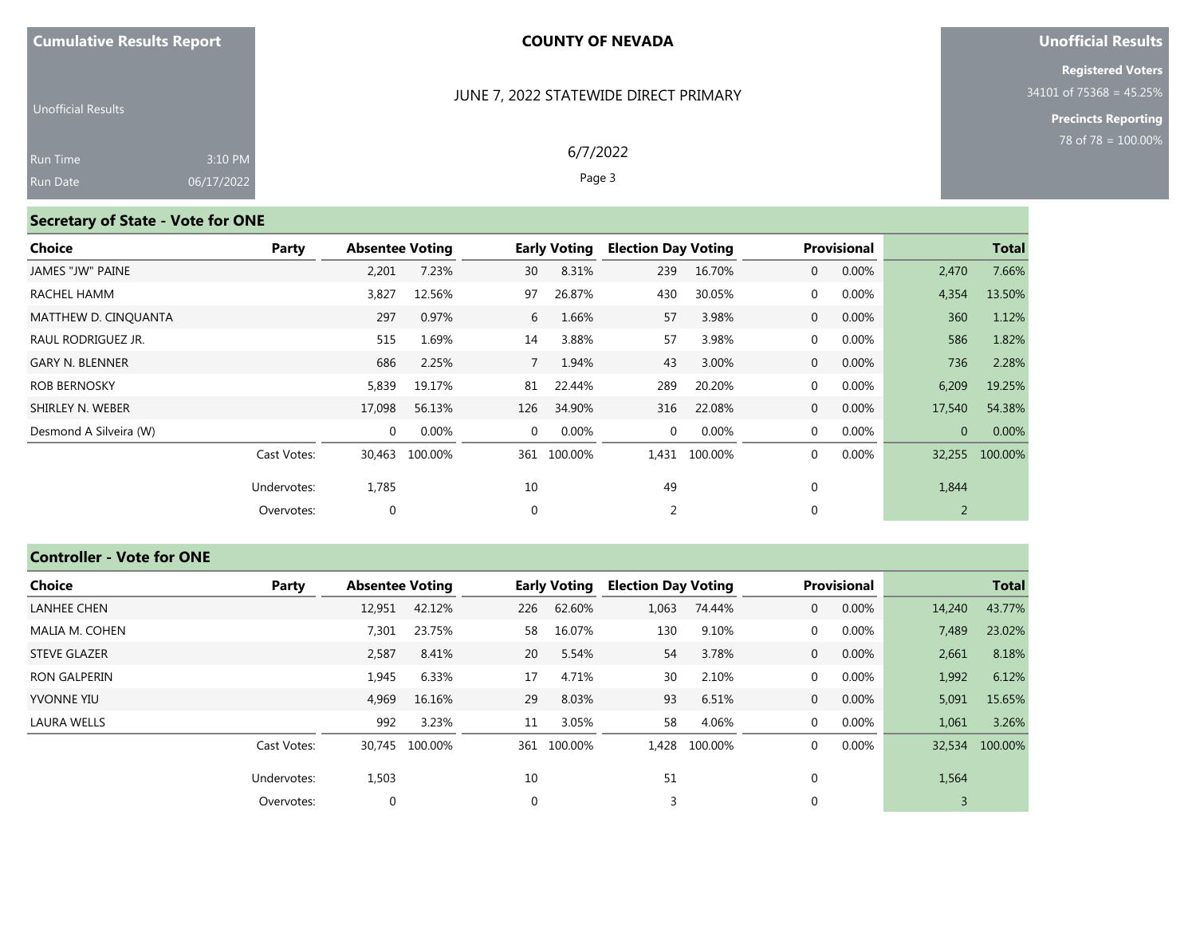Cumulative Results Report

Unofficial Results

Run Time 3:10 PM

Run Date 06/17/2022

**COUNTY OF NEVADA**

JUNE 7, 2022 STATEWIDE DIRECT PRIMARY

6/7/2022

**Unofficial Results**

**Registered Voters**

34101 of 75368 = 45.25%

**Precincts Reporting**

78 of 78 = 100.00%

## Secretary of State - Vote for ONE

| Choice | Party | Absentee Voting | | Early Voting | | Election Day Voting | | Provisional | | Total | |
|---|---|---|---|---|---|---|---|---|---|---|---|
| JAMES "JW" PAINE | | 2,201 | 7.23% | 30 | 8.31% | 239 | 16.70% | 0 | 0.00% | 2,470 | 7.66% |
| RACHEL HAMM | | 3,827 | 12.56% | 97 | 26.87% | 430 | 30.05% | 0 | 0.00% | 4,354 | 13.50% |
| MATTHEW D. CINQUANTA | | 297 | 0.97% | 6 | 1.66% | 57 | 3.98% | 0 | 0.00% | 360 | 1.12% |
| RAUL RODRIGUEZ JR. | | 515 | 1.69% | 14 | 3.88% | 57 | 3.98% | 0 | 0.00% | 586 | 1.82% |
| GARY N. BLENNER | | 686 | 2.25% | 7 | 1.94% | 43 | 3.00% | 0 | 0.00% | 736 | 2.28% |
| ROB BERNOSKY | | 5,839 | 19.17% | 81 | 22.44% | 289 | 20.20% | 0 | 0.00% | 6,209 | 19.25% |
| SHIRLEY N. WEBER | | 17,098 | 56.13% | 126 | 34.90% | 316 | 22.08% | 0 | 0.00% | 17,540 | 54.38% |
| Desmond A Silveira (W) | | 0 | 0.00% | 0 | 0.00% | 0 | 0.00% | 0 | 0.00% | 0 | 0.00% |
| | Cast Votes: | 30,463 | 100.00% | 361 | 100.00% | 1,431 | 100.00% | 0 | 0.00% | 32,255 | 100.00% |
| | Undervotes: | 1,785 | | 10 | | 49 | | 0 | | 1,844 | |
| | Overvotes: | 0 | | 0 | | 2 | | 0 | | 2 | |

## Controller - Vote for ONE

| Choice | Party | Absentee Voting | | Early Voting | | Election Day Voting | | Provisional | | Total | |
|---|---|---|---|---|---|---|---|---|---|---|---|
| LANHEE CHEN | | 12,951 | 42.12% | 226 | 62.60% | 1,063 | 74.44% | 0 | 0.00% | 14,240 | 43.77% |
| MALIA M. COHEN | | 7,301 | 23.75% | 58 | 16.07% | 130 | 9.10% | 0 | 0.00% | 7,489 | 23.02% |
| STEVE GLAZER | | 2,587 | 8.41% | 20 | 5.54% | 54 | 3.78% | 0 | 0.00% | 2,661 | 8.18% |
| RON GALPERIN | | 1,945 | 6.33% | 17 | 4.71% | 30 | 2.10% | 0 | 0.00% | 1,992 | 6.12% |
| YVONNE YIU | | 4,969 | 16.16% | 29 | 8.03% | 93 | 6.51% | 0 | 0.00% | 5,091 | 15.65% |
| LAURA WELLS | | 992 | 3.23% | 11 | 3.05% | 58 | 4.06% | 0 | 0.00% | 1,061 | 3.26% |
| | Cast Votes: | 30,745 | 100.00% | 361 | 100.00% | 1,428 | 100.00% | 0 | 0.00% | 32,534 | 100.00% |
| | Undervotes: | 1,503 | | 10 | | 51 | | 0 | | 1,564 | |
| | Overvotes: | 0 | | 0 | | 3 | | 0 | | 3 | |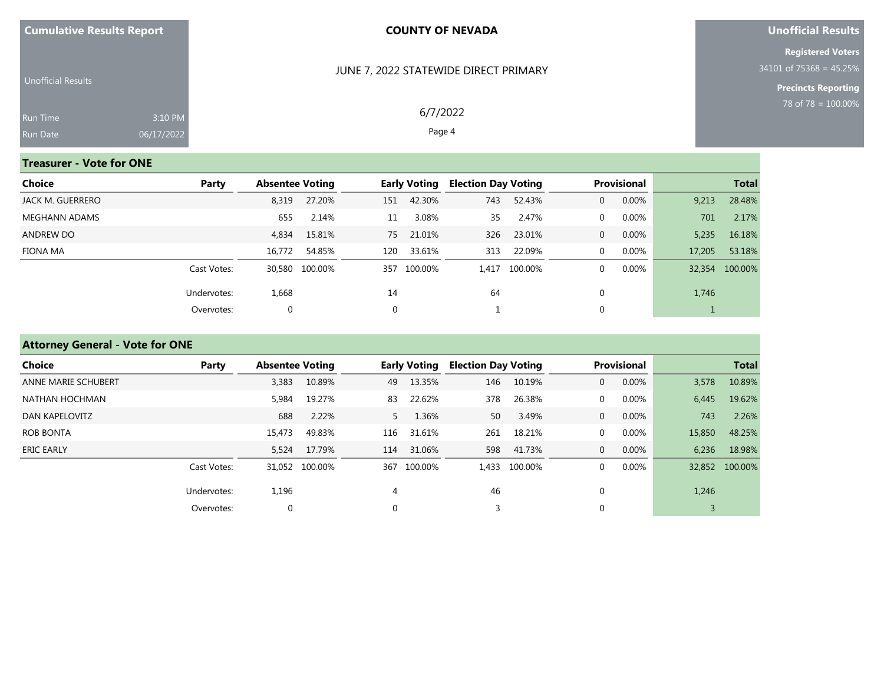Cumulative Results Report

Unofficial Results

Run Time 3:10 PM

Run Date 06/17/2022

**COUNTY OF NEVADA**

JUNE 7, 2022 STATEWIDE DIRECT PRIMARY

6/7/2022

**Unofficial Results**

**Registered Voters**

34101 of 75368 = 45.25%

**Precincts Reporting**

78 of 78 = 100.00%

## Treasurer - Vote for ONE

| Choice | Party | Absentee Voting | | Early Voting | | Election Day Voting | | Provisional | | Total | |
|---|---|---|---|---|---|---|---|---|---|---|---|
| JACK M. GUERRERO | | 8,319 | 27.20% | 151 | 42.30% | 743 | 52.43% | 0 | 0.00% | 9,213 | 28.48% |
| MEGHANN ADAMS | | 655 | 2.14% | 11 | 3.08% | 35 | 2.47% | 0 | 0.00% | 701 | 2.17% |
| ANDREW DO | | 4,834 | 15.81% | 75 | 21.01% | 326 | 23.01% | 0 | 0.00% | 5,235 | 16.18% |
| FIONA MA | | 16,772 | 54.85% | 120 | 33.61% | 313 | 22.09% | 0 | 0.00% | 17,205 | 53.18% |
| | Cast Votes: | 30,580 | 100.00% | 357 | 100.00% | 1,417 | 100.00% | 0 | 0.00% | 32,354 | 100.00% |
| | Undervotes: | 1,668 | | 14 | | 64 | | 0 | | 1,746 | |
| | Overvotes: | 0 | | 0 | | 1 | | 0 | | 1 | |

## Attorney General - Vote for ONE

| Choice | Party | Absentee Voting | | Early Voting | | Election Day Voting | | Provisional | | Total | |
|---|---|---|---|---|---|---|---|---|---|---|---|
| ANNE MARIE SCHUBERT | | 3,383 | 10.89% | 49 | 13.35% | 146 | 10.19% | 0 | 0.00% | 3,578 | 10.89% |
| NATHAN HOCHMAN | | 5,984 | 19.27% | 83 | 22.62% | 378 | 26.38% | 0 | 0.00% | 6,445 | 19.62% |
| DAN KAPELOVITZ | | 688 | 2.22% | 5 | 1.36% | 50 | 3.49% | 0 | 0.00% | 743 | 2.26% |
| ROB BONTA | | 15,473 | 49.83% | 116 | 31.61% | 261 | 18.21% | 0 | 0.00% | 15,850 | 48.25% |
| ERIC EARLY | | 5,524 | 17.79% | 114 | 31.06% | 598 | 41.73% | 0 | 0.00% | 6,236 | 18.98% |
| | Cast Votes: | 31,052 | 100.00% | 367 | 100.00% | 1,433 | 100.00% | 0 | 0.00% | 32,852 | 100.00% |
| | Undervotes: | 1,196 | | 4 | | 46 | | 0 | | 1,246 | |
| | Overvotes: | 0 | | 0 | | 3 | | 0 | | 3 | |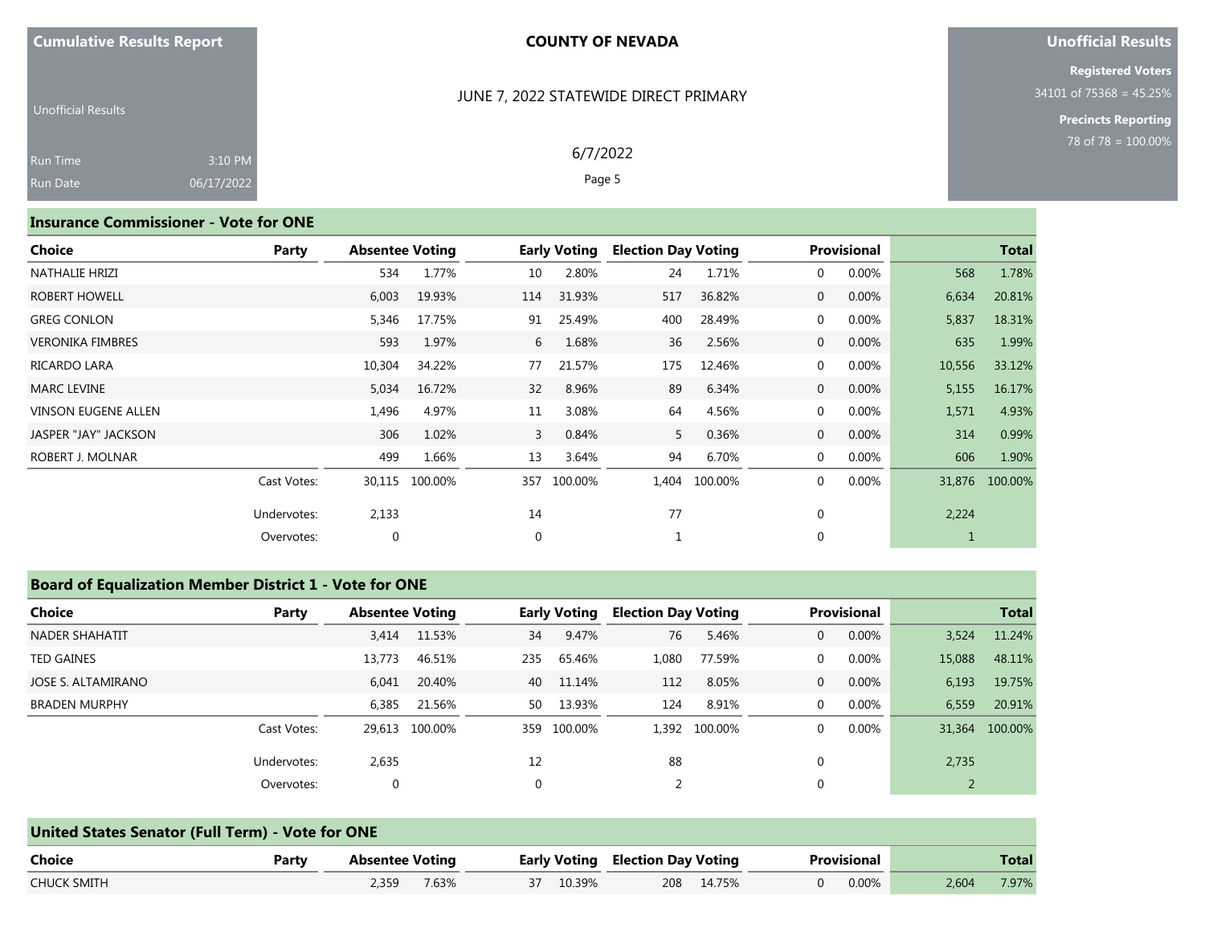## Insurance Commissioner - Vote for ONE

| Choice | Party | Absentee Voting | | Early Voting | | Election Day Voting | | Provisional | | Total | |
|---|---|---|---|---|---|---|---|---|---|---|---|
| NATHALIE HRIZI | | 534 | 1.77% | 10 | 2.80% | 24 | 1.71% | 0 | 0.00% | 568 | 1.78% |
| ROBERT HOWELL | | 6,003 | 19.93% | 114 | 31.93% | 517 | 36.82% | 0 | 0.00% | 6,634 | 20.81% |
| GREG CONLON | | 5,346 | 17.75% | 91 | 25.49% | 400 | 28.49% | 0 | 0.00% | 5,837 | 18.31% |
| VERONIKA FIMBRES | | 593 | 1.97% | 6 | 1.68% | 36 | 2.56% | 0 | 0.00% | 635 | 1.99% |
| RICARDO LARA | | 10,304 | 34.22% | 77 | 21.57% | 175 | 12.46% | 0 | 0.00% | 10,556 | 33.12% |
| MARC LEVINE | | 5,034 | 16.72% | 32 | 8.96% | 89 | 6.34% | 0 | 0.00% | 5,155 | 16.17% |
| VINSON EUGENE ALLEN | | 1,496 | 4.97% | 11 | 3.08% | 64 | 4.56% | 0 | 0.00% | 1,571 | 4.93% |
| JASPER "JAY" JACKSON | | 306 | 1.02% | 3 | 0.84% | 5 | 0.36% | 0 | 0.00% | 314 | 0.99% |
| ROBERT J. MOLNAR | | 499 | 1.66% | 13 | 3.64% | 94 | 6.70% | 0 | 0.00% | 606 | 1.90% |
| | Cast Votes: | 30,115 | 100.00% | 357 | 100.00% | 1,404 | 100.00% | 0 | 0.00% | 31,876 | 100.00% |
| | Undervotes: | 2,133 | | 14 | | 77 | | 0 | | 2,224 | |
| | Overvotes: | 0 | | 0 | | 1 | | 0 | | 1 | |

## Board of Equalization Member District 1 - Vote for ONE

| Choice | Party | Absentee Voting | | Early Voting | | Election Day Voting | | Provisional | | Total | |
|---|---|---|---|---|---|---|---|---|---|---|---|
| NADER SHAHATIT | | 3,414 | 11.53% | 34 | 9.47% | 76 | 5.46% | 0 | 0.00% | 3,524 | 11.24% |
| TED GAINES | | 13,773 | 46.51% | 235 | 65.46% | 1,080 | 77.59% | 0 | 0.00% | 15,088 | 48.11% |
| JOSE S. ALTAMIRANO | | 6,041 | 20.40% | 40 | 11.14% | 112 | 8.05% | 0 | 0.00% | 6,193 | 19.75% |
| BRADEN MURPHY | | 6,385 | 21.56% | 50 | 13.93% | 124 | 8.91% | 0 | 0.00% | 6,559 | 20.91% |
| | Cast Votes: | 29,613 | 100.00% | 359 | 100.00% | 1,392 | 100.00% | 0 | 0.00% | 31,364 | 100.00% |
| | Undervotes: | 2,635 | | 12 | | 88 | | 0 | | 2,735 | |
| | Overvotes: | 0 | | 0 | | 2 | | 0 | | 2 | |

## United States Senator (Full Term) - Vote for ONE

| Choice | Party | Absentee Voting | | Early Voting | | Election Day Voting | | Provisional | | Total | |
|---|---|---|---|---|---|---|---|---|---|---|---|
| CHUCK SMITH | | 2,359 | 7.63% | 37 | 10.39% | 208 | 14.75% | 0 | 0.00% | 2,604 | 7.97% |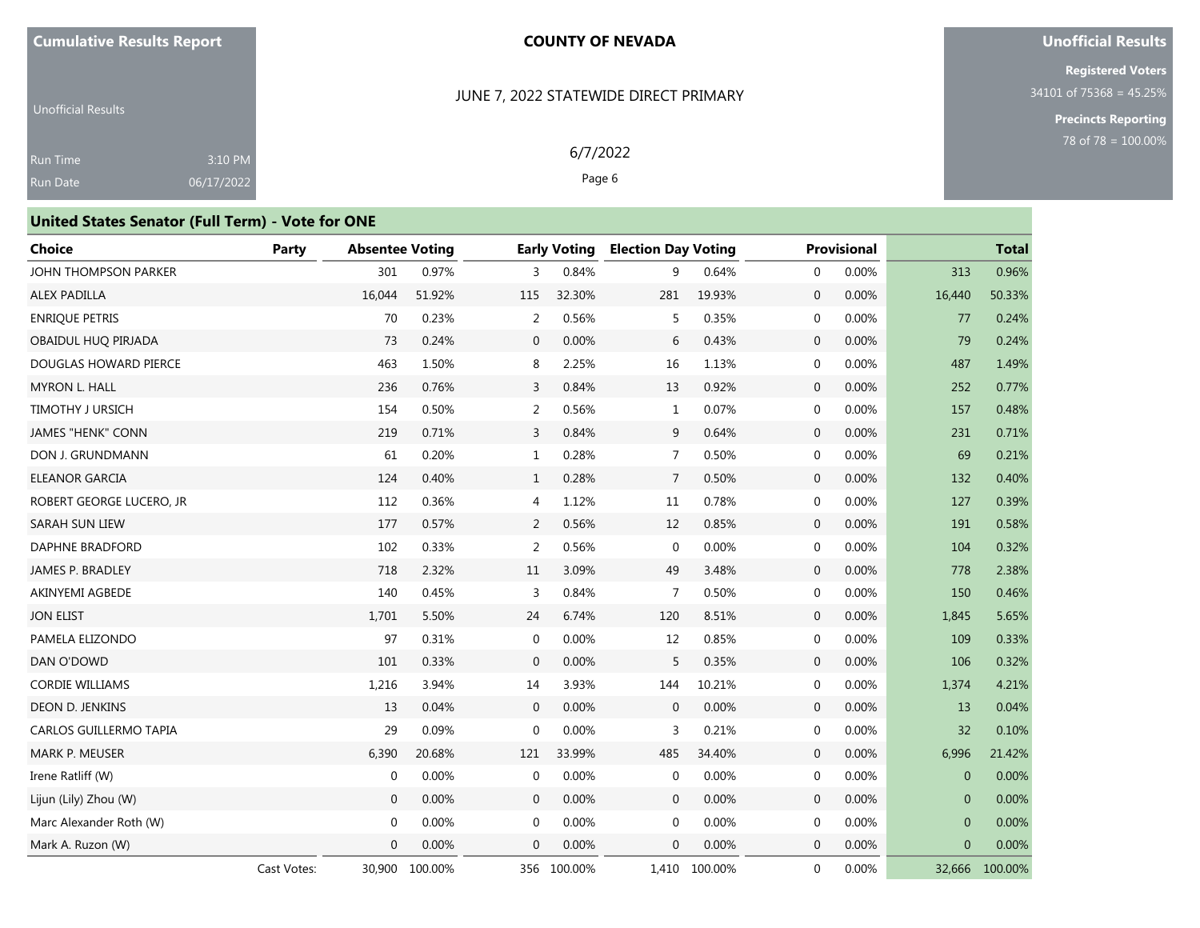**Cumulative Results Report**

Unofficial Results

Run Time 3:10 PM

Run Date 06/17/2022

**COUNTY OF NEVADA**

JUNE 7, 2022 STATEWIDE DIRECT PRIMARY

6/7/2022

**Unofficial Results**

**Registered Voters**

34101 of 75368 = 45.25%

**Precincts Reporting**

78 of 78 = 100.00%

## United States Senator (Full Term) - Vote for ONE

| Choice | Party | Absentee Voting | | Early Voting | | Election Day Voting | | Provisional | | Total | |
|---|---|---|---|---|---|---|---|---|---|---|---|
| JOHN THOMPSON PARKER | | 301 | 0.97% | 3 | 0.84% | 9 | 0.64% | 0 | 0.00% | 313 | 0.96% |
| ALEX PADILLA | | 16,044 | 51.92% | 115 | 32.30% | 281 | 19.93% | 0 | 0.00% | 16,440 | 50.33% |
| ENRIQUE PETRIS | | 70 | 0.23% | 2 | 0.56% | 5 | 0.35% | 0 | 0.00% | 77 | 0.24% |
| OBAIDUL HUQ PIRJADA | | 73 | 0.24% | 0 | 0.00% | 6 | 0.43% | 0 | 0.00% | 79 | 0.24% |
| DOUGLAS HOWARD PIERCE | | 463 | 1.50% | 8 | 2.25% | 16 | 1.13% | 0 | 0.00% | 487 | 1.49% |
| MYRON L. HALL | | 236 | 0.76% | 3 | 0.84% | 13 | 0.92% | 0 | 0.00% | 252 | 0.77% |
| TIMOTHY J URSICH | | 154 | 0.50% | 2 | 0.56% | 1 | 0.07% | 0 | 0.00% | 157 | 0.48% |
| JAMES "HENK" CONN | | 219 | 0.71% | 3 | 0.84% | 9 | 0.64% | 0 | 0.00% | 231 | 0.71% |
| DON J. GRUNDMANN | | 61 | 0.20% | 1 | 0.28% | 7 | 0.50% | 0 | 0.00% | 69 | 0.21% |
| ELEANOR GARCIA | | 124 | 0.40% | 1 | 0.28% | 7 | 0.50% | 0 | 0.00% | 132 | 0.40% |
| ROBERT GEORGE LUCERO, JR | | 112 | 0.36% | 4 | 1.12% | 11 | 0.78% | 0 | 0.00% | 127 | 0.39% |
| SARAH SUN LIEW | | 177 | 0.57% | 2 | 0.56% | 12 | 0.85% | 0 | 0.00% | 191 | 0.58% |
| DAPHNE BRADFORD | | 102 | 0.33% | 2 | 0.56% | 0 | 0.00% | 0 | 0.00% | 104 | 0.32% |
| JAMES P. BRADLEY | | 718 | 2.32% | 11 | 3.09% | 49 | 3.48% | 0 | 0.00% | 778 | 2.38% |
| AKINYEMI AGBEDE | | 140 | 0.45% | 3 | 0.84% | 7 | 0.50% | 0 | 0.00% | 150 | 0.46% |
| JON ELIST | | 1,701 | 5.50% | 24 | 6.74% | 120 | 8.51% | 0 | 0.00% | 1,845 | 5.65% |
| PAMELA ELIZONDO | | 97 | 0.31% | 0 | 0.00% | 12 | 0.85% | 0 | 0.00% | 109 | 0.33% |
| DAN O'DOWD | | 101 | 0.33% | 0 | 0.00% | 5 | 0.35% | 0 | 0.00% | 106 | 0.32% |
| CORDIE WILLIAMS | | 1,216 | 3.94% | 14 | 3.93% | 144 | 10.21% | 0 | 0.00% | 1,374 | 4.21% |
| DEON D. JENKINS | | 13 | 0.04% | 0 | 0.00% | 0 | 0.00% | 0 | 0.00% | 13 | 0.04% |
| CARLOS GUILLERMO TAPIA | | 29 | 0.09% | 0 | 0.00% | 3 | 0.21% | 0 | 0.00% | 32 | 0.10% |
| MARK P. MEUSER | | 6,390 | 20.68% | 121 | 33.99% | 485 | 34.40% | 0 | 0.00% | 6,996 | 21.42% |
| Irene Ratliff (W) | | 0 | 0.00% | 0 | 0.00% | 0 | 0.00% | 0 | 0.00% | 0 | 0.00% |
| Lijun (Lily) Zhou (W) | | 0 | 0.00% | 0 | 0.00% | 0 | 0.00% | 0 | 0.00% | 0 | 0.00% |
| Marc Alexander Roth (W) | | 0 | 0.00% | 0 | 0.00% | 0 | 0.00% | 0 | 0.00% | 0 | 0.00% |
| Mark A. Ruzon (W) | | 0 | 0.00% | 0 | 0.00% | 0 | 0.00% | 0 | 0.00% | 0 | 0.00% |
| | Cast Votes: | 30,900 | 100.00% | 356 | 100.00% | 1,410 | 100.00% | 0 | 0.00% | 32,666 | 100.00% |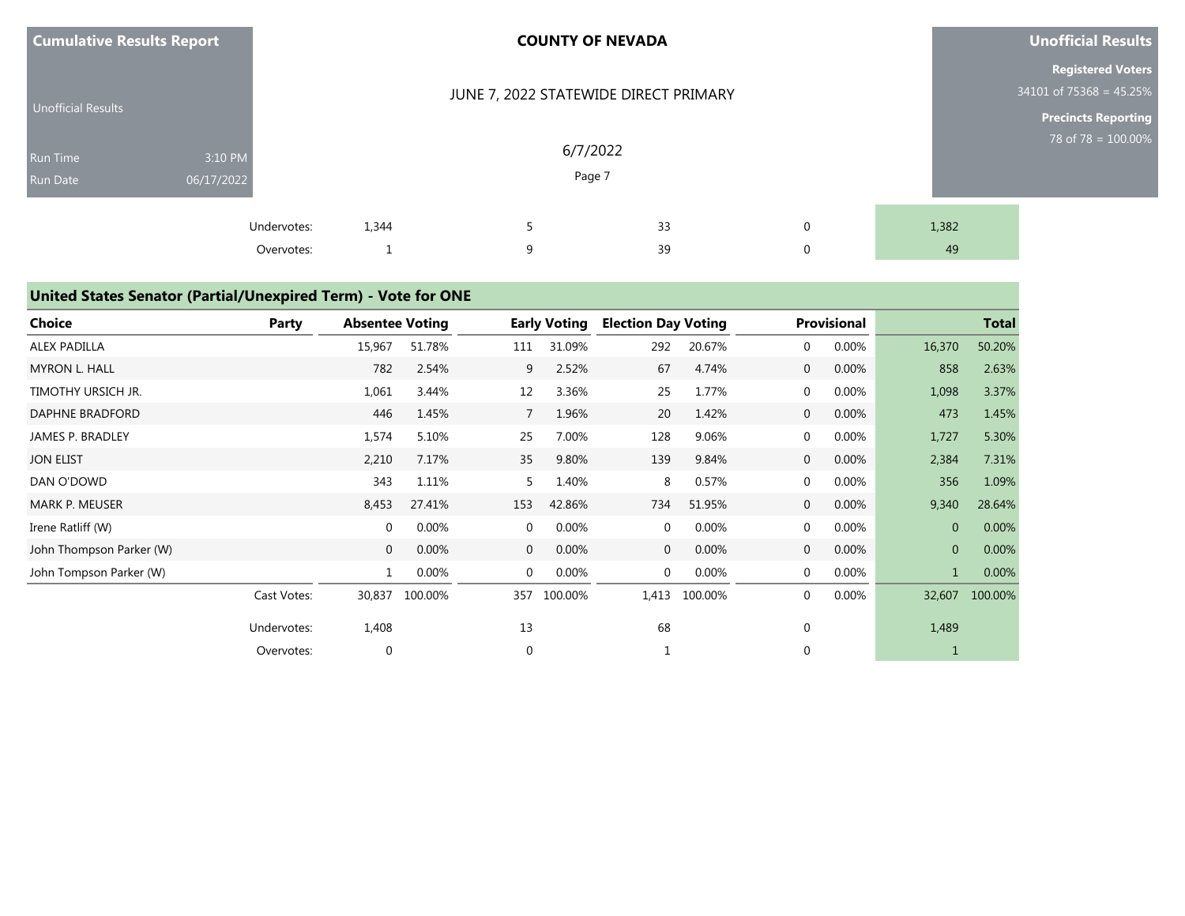| | | | | | | | | | | |
|---|---|---|---|---|---|---|---|---|---|---|
| | Undervotes: | 1,344 | | 5 | | 33 | | 0 | | 1,382 |
| | Overvotes: | 1 | | 9 | | 39 | | 0 | | 49 |

## United States Senator (Partial/Unexpired Term) - Vote for ONE

| Choice | Party | Absentee Voting | | Early Voting | | Election Day Voting | | Provisional | | Total | |
|---|---|---|---|---|---|---|---|---|---|---|---|
| ALEX PADILLA | | 15,967 | 51.78% | 111 | 31.09% | 292 | 20.67% | 0 | 0.00% | 16,370 | 50.20% |
| MYRON L. HALL | | 782 | 2.54% | 9 | 2.52% | 67 | 4.74% | 0 | 0.00% | 858 | 2.63% |
| TIMOTHY URSICH JR. | | 1,061 | 3.44% | 12 | 3.36% | 25 | 1.77% | 0 | 0.00% | 1,098 | 3.37% |
| DAPHNE BRADFORD | | 446 | 1.45% | 7 | 1.96% | 20 | 1.42% | 0 | 0.00% | 473 | 1.45% |
| JAMES P. BRADLEY | | 1,574 | 5.10% | 25 | 7.00% | 128 | 9.06% | 0 | 0.00% | 1,727 | 5.30% |
| JON ELIST | | 2,210 | 7.17% | 35 | 9.80% | 139 | 9.84% | 0 | 0.00% | 2,384 | 7.31% |
| DAN O'DOWD | | 343 | 1.11% | 5 | 1.40% | 8 | 0.57% | 0 | 0.00% | 356 | 1.09% |
| MARK P. MEUSER | | 8,453 | 27.41% | 153 | 42.86% | 734 | 51.95% | 0 | 0.00% | 9,340 | 28.64% |
| Irene Ratliff (W) | | 0 | 0.00% | 0 | 0.00% | 0 | 0.00% | 0 | 0.00% | 0 | 0.00% |
| John Thompson Parker (W) | | 0 | 0.00% | 0 | 0.00% | 0 | 0.00% | 0 | 0.00% | 0 | 0.00% |
| John Tompson Parker (W) | | 1 | 0.00% | 0 | 0.00% | 0 | 0.00% | 0 | 0.00% | 1 | 0.00% |
| | Cast Votes: | 30,837 | 100.00% | 357 | 100.00% | 1,413 | 100.00% | 0 | 0.00% | 32,607 | 100.00% |
| | Undervotes: | 1,408 | | 13 | | 68 | | 0 | | 1,489 | |
| | Overvotes: | 0 | | 0 | | 1 | | 0 | | 1 | |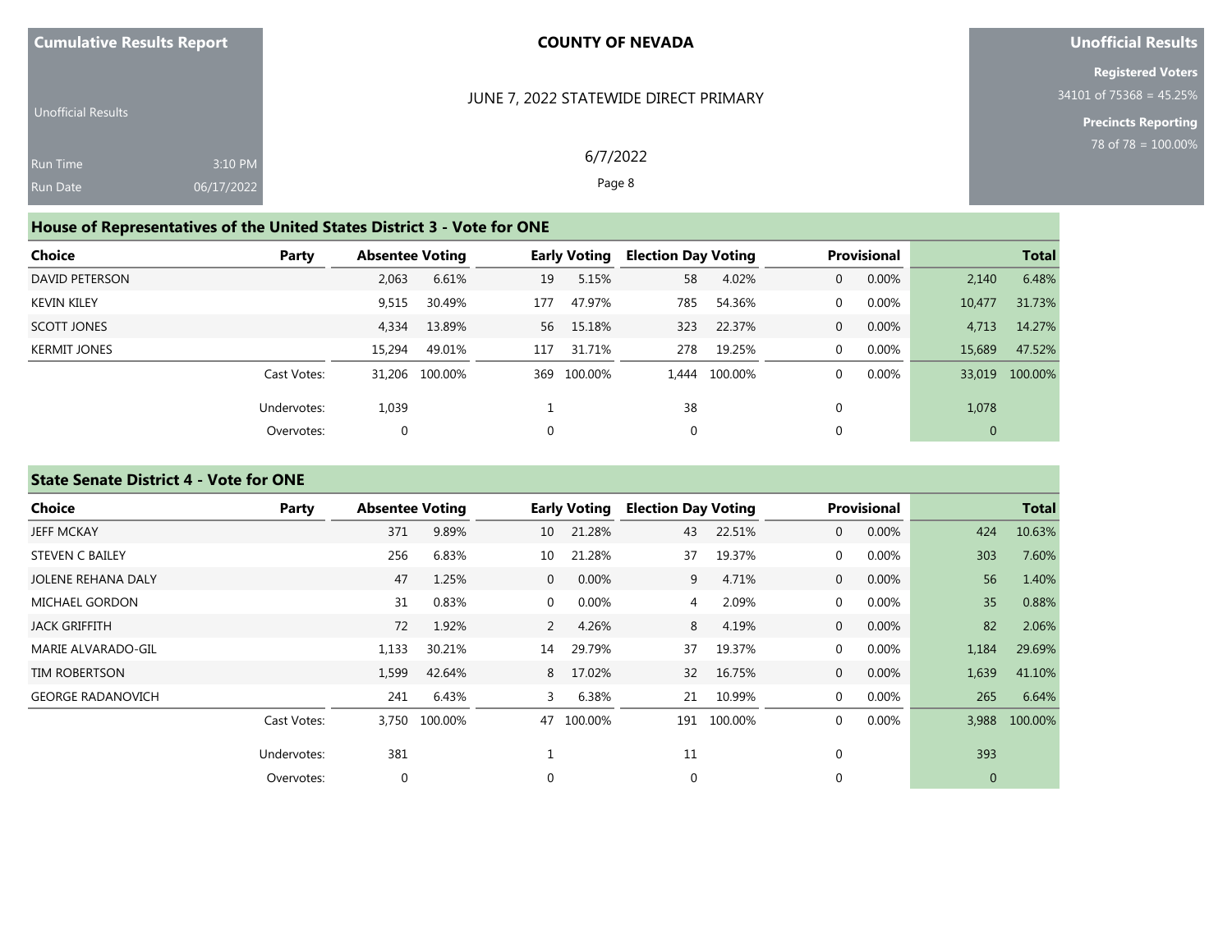Cumulative Results Report

Unofficial Results

Run Time 3:10 PM

Run Date 06/17/2022

**COUNTY OF NEVADA**

JUNE 7, 2022 STATEWIDE DIRECT PRIMARY

6/7/2022

**Unofficial Results**

**Registered Voters**

34101 of 75368 = 45.25%

**Precincts Reporting**

78 of 78 = 100.00%

## House of Representatives of the United States District 3 - Vote for ONE

| Choice | Party | Absentee Voting | | Early Voting | | Election Day Voting | | Provisional | | Total | |
|---|---|---|---|---|---|---|---|---|---|---|---|
| DAVID PETERSON | | 2,063 | 6.61% | 19 | 5.15% | 58 | 4.02% | 0 | 0.00% | 2,140 | 6.48% |
| KEVIN KILEY | | 9,515 | 30.49% | 177 | 47.97% | 785 | 54.36% | 0 | 0.00% | 10,477 | 31.73% |
| SCOTT JONES | | 4,334 | 13.89% | 56 | 15.18% | 323 | 22.37% | 0 | 0.00% | 4,713 | 14.27% |
| KERMIT JONES | | 15,294 | 49.01% | 117 | 31.71% | 278 | 19.25% | 0 | 0.00% | 15,689 | 47.52% |
| | Cast Votes: | 31,206 | 100.00% | 369 | 100.00% | 1,444 | 100.00% | 0 | 0.00% | 33,019 | 100.00% |
| | Undervotes: | 1,039 | | 1 | | 38 | | 0 | | 1,078 | |
| | Overvotes: | 0 | | 0 | | 0 | | 0 | | 0 | |

## State Senate District 4 - Vote for ONE

| Choice | Party | Absentee Voting | | Early Voting | | Election Day Voting | | Provisional | | Total | |
|---|---|---|---|---|---|---|---|---|---|---|---|
| JEFF MCKAY | | 371 | 9.89% | 10 | 21.28% | 43 | 22.51% | 0 | 0.00% | 424 | 10.63% |
| STEVEN C BAILEY | | 256 | 6.83% | 10 | 21.28% | 37 | 19.37% | 0 | 0.00% | 303 | 7.60% |
| JOLENE REHANA DALY | | 47 | 1.25% | 0 | 0.00% | 9 | 4.71% | 0 | 0.00% | 56 | 1.40% |
| MICHAEL GORDON | | 31 | 0.83% | 0 | 0.00% | 4 | 2.09% | 0 | 0.00% | 35 | 0.88% |
| JACK GRIFFITH | | 72 | 1.92% | 2 | 4.26% | 8 | 4.19% | 0 | 0.00% | 82 | 2.06% |
| MARIE ALVARADO-GIL | | 1,133 | 30.21% | 14 | 29.79% | 37 | 19.37% | 0 | 0.00% | 1,184 | 29.69% |
| TIM ROBERTSON | | 1,599 | 42.64% | 8 | 17.02% | 32 | 16.75% | 0 | 0.00% | 1,639 | 41.10% |
| GEORGE RADANOVICH | | 241 | 6.43% | 3 | 6.38% | 21 | 10.99% | 0 | 0.00% | 265 | 6.64% |
| | Cast Votes: | 3,750 | 100.00% | 47 | 100.00% | 191 | 100.00% | 0 | 0.00% | 3,988 | 100.00% |
| | Undervotes: | 381 | | 1 | | 11 | | 0 | | 393 | |
| | Overvotes: | 0 | | 0 | | 0 | | 0 | | 0 | |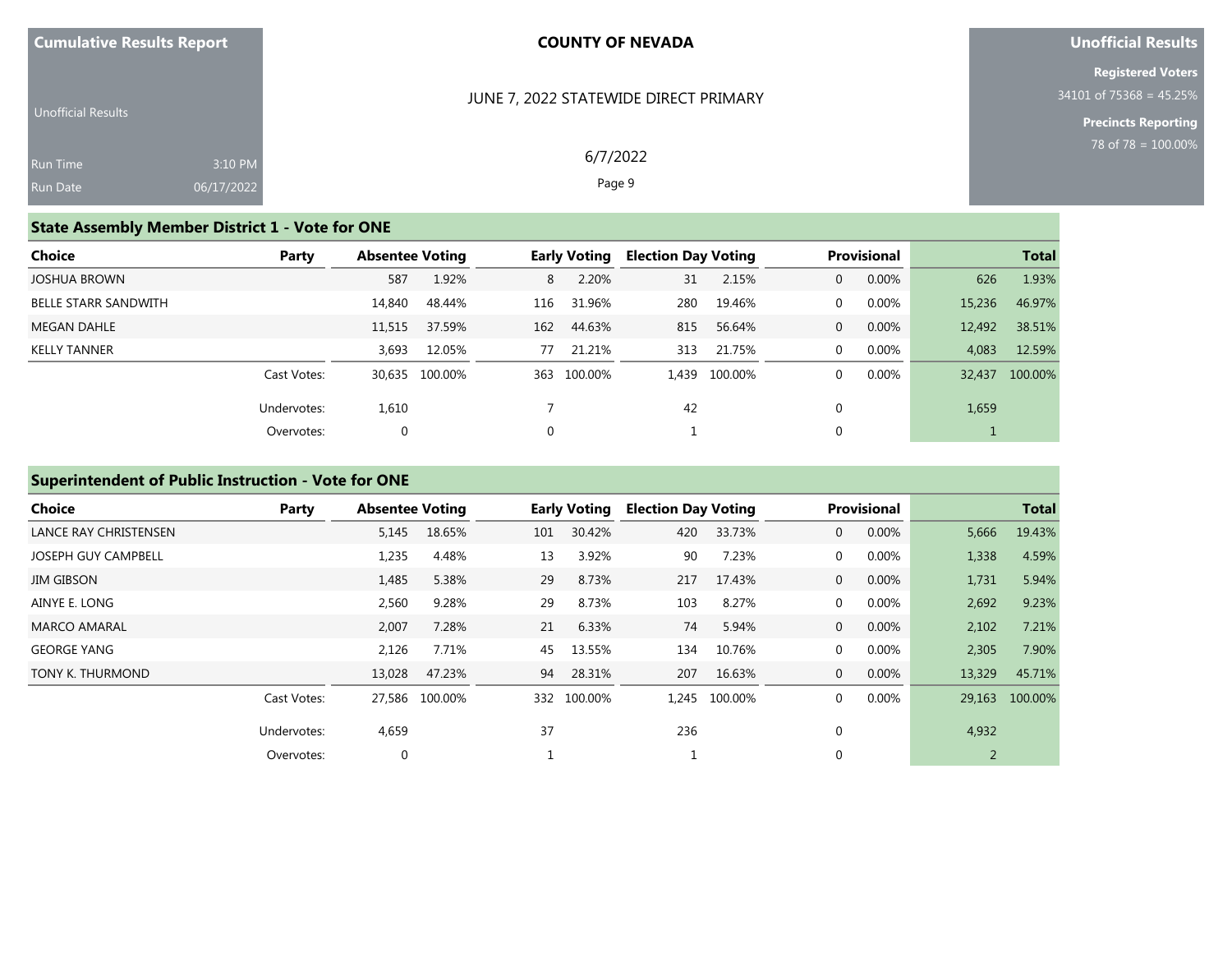Cumulative Results Report

Unofficial Results

Run Time 3:10 PM
Run Date 06/17/2022

**COUNTY OF NEVADA**

JUNE 7, 2022 STATEWIDE DIRECT PRIMARY

6/7/2022

**Unofficial Results**

**Registered Voters**
34101 of 75368 = 45.25%

**Precincts Reporting**
78 of 78 = 100.00%

## State Assembly Member District 1 - Vote for ONE

| Choice | Party | Absentee Voting | | Early Voting | | Election Day Voting | | Provisional | | Total | |
|---|---|---|---|---|---|---|---|---|---|---|---|
| JOSHUA BROWN | | 587 | 1.92% | 8 | 2.20% | 31 | 2.15% | 0 | 0.00% | 626 | 1.93% |
| BELLE STARR SANDWITH | | 14,840 | 48.44% | 116 | 31.96% | 280 | 19.46% | 0 | 0.00% | 15,236 | 46.97% |
| MEGAN DAHLE | | 11,515 | 37.59% | 162 | 44.63% | 815 | 56.64% | 0 | 0.00% | 12,492 | 38.51% |
| KELLY TANNER | | 3,693 | 12.05% | 77 | 21.21% | 313 | 21.75% | 0 | 0.00% | 4,083 | 12.59% |
| | Cast Votes: | 30,635 | 100.00% | 363 | 100.00% | 1,439 | 100.00% | 0 | 0.00% | 32,437 | 100.00% |
| | Undervotes: | 1,610 | | 7 | | 42 | | 0 | | 1,659 | |
| | Overvotes: | 0 | | 0 | | 1 | | 0 | | 1 | |

## Superintendent of Public Instruction - Vote for ONE

| Choice | Party | Absentee Voting | | Early Voting | | Election Day Voting | | Provisional | | Total | |
|---|---|---|---|---|---|---|---|---|---|---|---|
| LANCE RAY CHRISTENSEN | | 5,145 | 18.65% | 101 | 30.42% | 420 | 33.73% | 0 | 0.00% | 5,666 | 19.43% |
| JOSEPH GUY CAMPBELL | | 1,235 | 4.48% | 13 | 3.92% | 90 | 7.23% | 0 | 0.00% | 1,338 | 4.59% |
| JIM GIBSON | | 1,485 | 5.38% | 29 | 8.73% | 217 | 17.43% | 0 | 0.00% | 1,731 | 5.94% |
| AINYE E. LONG | | 2,560 | 9.28% | 29 | 8.73% | 103 | 8.27% | 0 | 0.00% | 2,692 | 9.23% |
| MARCO AMARAL | | 2,007 | 7.28% | 21 | 6.33% | 74 | 5.94% | 0 | 0.00% | 2,102 | 7.21% |
| GEORGE YANG | | 2,126 | 7.71% | 45 | 13.55% | 134 | 10.76% | 0 | 0.00% | 2,305 | 7.90% |
| TONY K. THURMOND | | 13,028 | 47.23% | 94 | 28.31% | 207 | 16.63% | 0 | 0.00% | 13,329 | 45.71% |
| | Cast Votes: | 27,586 | 100.00% | 332 | 100.00% | 1,245 | 100.00% | 0 | 0.00% | 29,163 | 100.00% |
| | Undervotes: | 4,659 | | 37 | | 236 | | 0 | | 4,932 | |
| | Overvotes: | 0 | | 1 | | 1 | | 0 | | 2 | |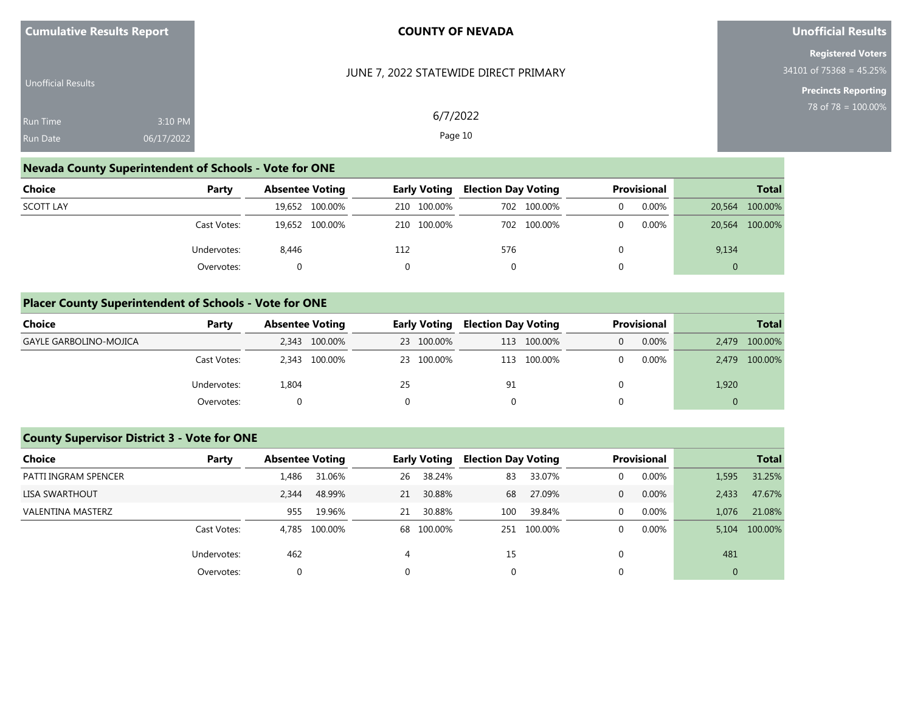Cumulative Results Report

Unofficial Results

Run Time 3:10 PM
Run Date 06/17/2022

**COUNTY OF NEVADA**

JUNE 7, 2022 STATEWIDE DIRECT PRIMARY

6/7/2022

**Unofficial Results**

**Registered Voters**
34101 of 75368 = 45.25%

**Precincts Reporting**
78 of 78 = 100.00%

## Nevada County Superintendent of Schools - Vote for ONE

| Choice | Party | Absentee Voting | | Early Voting | | Election Day Voting | | Provisional | | Total | |
|---|---|---|---|---|---|---|---|---|---|---|---|
| SCOTT LAY | | 19,652 | 100.00% | 210 | 100.00% | 702 | 100.00% | 0 | 0.00% | 20,564 | 100.00% |
| | Cast Votes: | 19,652 | 100.00% | 210 | 100.00% | 702 | 100.00% | 0 | 0.00% | 20,564 | 100.00% |
| | Undervotes: | 8,446 | | 112 | | 576 | | 0 | | 9,134 | |
| | Overvotes: | 0 | | 0 | | 0 | | 0 | | 0 | |

## Placer County Superintendent of Schools - Vote for ONE

| Choice | Party | Absentee Voting | | Early Voting | | Election Day Voting | | Provisional | | Total | |
|---|---|---|---|---|---|---|---|---|---|---|---|
| GAYLE GARBOLINO-MOJICA | | 2,343 | 100.00% | 23 | 100.00% | 113 | 100.00% | 0 | 0.00% | 2,479 | 100.00% |
| | Cast Votes: | 2,343 | 100.00% | 23 | 100.00% | 113 | 100.00% | 0 | 0.00% | 2,479 | 100.00% |
| | Undervotes: | 1,804 | | 25 | | 91 | | 0 | | 1,920 | |
| | Overvotes: | 0 | | 0 | | 0 | | 0 | | 0 | |

## County Supervisor District 3 - Vote for ONE

| Choice | Party | Absentee Voting | | Early Voting | | Election Day Voting | | Provisional | | Total | |
|---|---|---|---|---|---|---|---|---|---|---|---|
| PATTI INGRAM SPENCER | | 1,486 | 31.06% | 26 | 38.24% | 83 | 33.07% | 0 | 0.00% | 1,595 | 31.25% |
| LISA SWARTHOUT | | 2,344 | 48.99% | 21 | 30.88% | 68 | 27.09% | 0 | 0.00% | 2,433 | 47.67% |
| VALENTINA MASTERZ | | 955 | 19.96% | 21 | 30.88% | 100 | 39.84% | 0 | 0.00% | 1,076 | 21.08% |
| | Cast Votes: | 4,785 | 100.00% | 68 | 100.00% | 251 | 100.00% | 0 | 0.00% | 5,104 | 100.00% |
| | Undervotes: | 462 | | 4 | | 15 | | 0 | | 481 | |
| | Overvotes: | 0 | | 0 | | 0 | | 0 | | 0 | |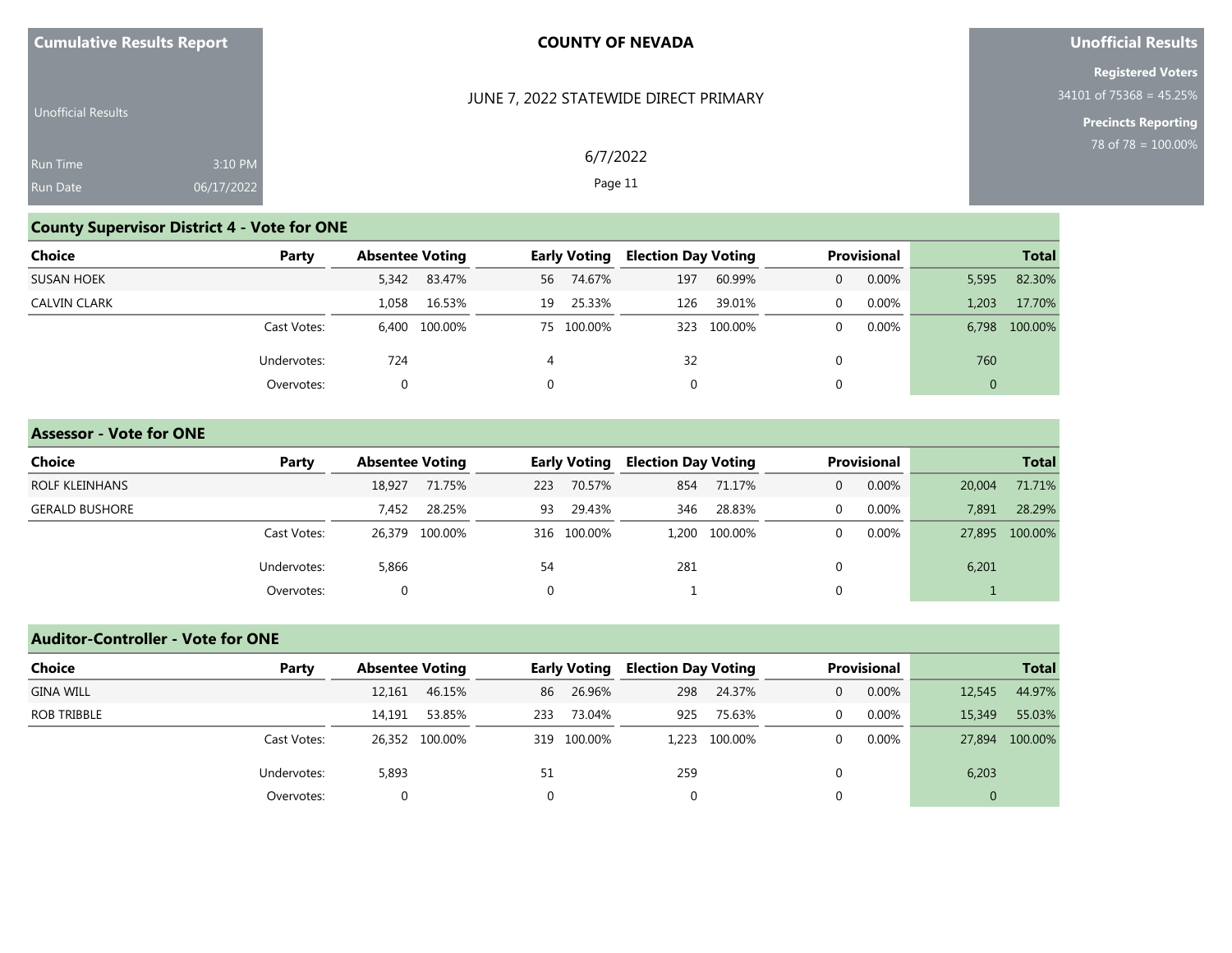Cumulative Results Report

Unofficial Results

Run Time 3:10 PM

Run Date 06/17/2022

**COUNTY OF NEVADA**

JUNE 7, 2022 STATEWIDE DIRECT PRIMARY

6/7/2022

**Unofficial Results**

**Registered Voters**

34101 of 75368 = 45.25%

**Precincts Reporting**

78 of 78 = 100.00%

## County Supervisor District 4 - Vote for ONE

| Choice | Party | Absentee Voting | | Early Voting | | Election Day Voting | | Provisional | | Total | |
|---|---|---|---|---|---|---|---|---|---|---|---|
| SUSAN HOEK | | 5,342 | 83.47% | 56 | 74.67% | 197 | 60.99% | 0 | 0.00% | 5,595 | 82.30% |
| CALVIN CLARK | | 1,058 | 16.53% | 19 | 25.33% | 126 | 39.01% | 0 | 0.00% | 1,203 | 17.70% |
| | Cast Votes: | 6,400 | 100.00% | 75 | 100.00% | 323 | 100.00% | 0 | 0.00% | 6,798 | 100.00% |
| | Undervotes: | 724 | | 4 | | 32 | | 0 | | 760 | |
| | Overvotes: | 0 | | 0 | | 0 | | 0 | | 0 | |

## Assessor - Vote for ONE

| Choice | Party | Absentee Voting | | Early Voting | | Election Day Voting | | Provisional | | Total | |
|---|---|---|---|---|---|---|---|---|---|---|---|
| ROLF KLEINHANS | | 18,927 | 71.75% | 223 | 70.57% | 854 | 71.17% | 0 | 0.00% | 20,004 | 71.71% |
| GERALD BUSHORE | | 7,452 | 28.25% | 93 | 29.43% | 346 | 28.83% | 0 | 0.00% | 7,891 | 28.29% |
| | Cast Votes: | 26,379 | 100.00% | 316 | 100.00% | 1,200 | 100.00% | 0 | 0.00% | 27,895 | 100.00% |
| | Undervotes: | 5,866 | | 54 | | 281 | | 0 | | 6,201 | |
| | Overvotes: | 0 | | 0 | | 1 | | 0 | | 1 | |

## Auditor-Controller - Vote for ONE

| Choice | Party | Absentee Voting | | Early Voting | | Election Day Voting | | Provisional | | Total | |
|---|---|---|---|---|---|---|---|---|---|---|---|
| GINA WILL | | 12,161 | 46.15% | 86 | 26.96% | 298 | 24.37% | 0 | 0.00% | 12,545 | 44.97% |
| ROB TRIBBLE | | 14,191 | 53.85% | 233 | 73.04% | 925 | 75.63% | 0 | 0.00% | 15,349 | 55.03% |
| | Cast Votes: | 26,352 | 100.00% | 319 | 100.00% | 1,223 | 100.00% | 0 | 0.00% | 27,894 | 100.00% |
| | Undervotes: | 5,893 | | 51 | | 259 | | 0 | | 6,203 | |
| | Overvotes: | 0 | | 0 | | 0 | | 0 | | 0 | |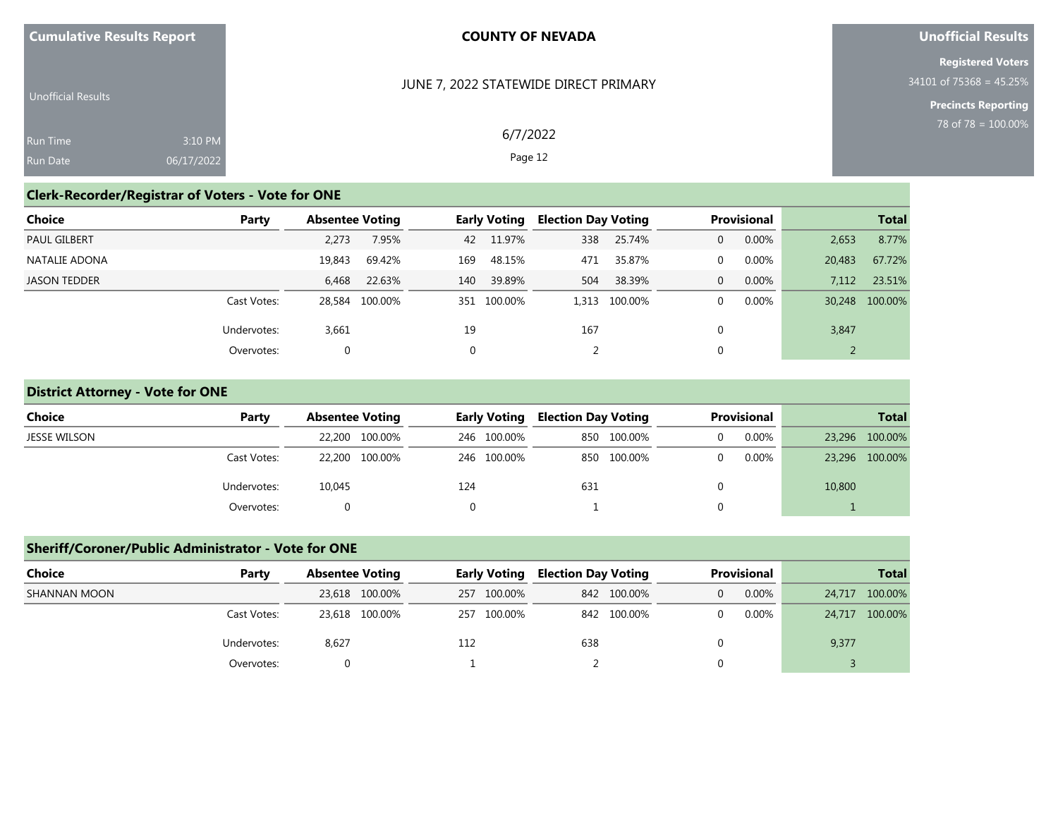## Clerk-Recorder/Registrar of Voters - Vote for ONE

| Choice | Party | Absentee Voting | | Early Voting | | Election Day Voting | | Provisional | | Total | |
|---|---|---|---|---|---|---|---|---|---|---|---|
| PAUL GILBERT | | 2,273 | 7.95% | 42 | 11.97% | 338 | 25.74% | 0 | 0.00% | 2,653 | 8.77% |
| NATALIE ADONA | | 19,843 | 69.42% | 169 | 48.15% | 471 | 35.87% | 0 | 0.00% | 20,483 | 67.72% |
| JASON TEDDER | | 6,468 | 22.63% | 140 | 39.89% | 504 | 38.39% | 0 | 0.00% | 7,112 | 23.51% |
| | Cast Votes: | 28,584 | 100.00% | 351 | 100.00% | 1,313 | 100.00% | 0 | 0.00% | 30,248 | 100.00% |
| | Undervotes: | 3,661 | | 19 | | 167 | | 0 | | 3,847 | |
| | Overvotes: | 0 | | 0 | | 2 | | 0 | | 2 | |

## District Attorney - Vote for ONE

| Choice | Party | Absentee Voting | | Early Voting | | Election Day Voting | | Provisional | | Total | |
|---|---|---|---|---|---|---|---|---|---|---|---|
| JESSE WILSON | | 22,200 | 100.00% | 246 | 100.00% | 850 | 100.00% | 0 | 0.00% | 23,296 | 100.00% |
| | Cast Votes: | 22,200 | 100.00% | 246 | 100.00% | 850 | 100.00% | 0 | 0.00% | 23,296 | 100.00% |
| | Undervotes: | 10,045 | | 124 | | 631 | | 0 | | 10,800 | |
| | Overvotes: | 0 | | 0 | | 1 | | 0 | | 1 | |

## Sheriff/Coroner/Public Administrator - Vote for ONE

| Choice | Party | Absentee Voting | | Early Voting | | Election Day Voting | | Provisional | | Total | |
|---|---|---|---|---|---|---|---|---|---|---|---|
| SHANNAN MOON | | 23,618 | 100.00% | 257 | 100.00% | 842 | 100.00% | 0 | 0.00% | 24,717 | 100.00% |
| | Cast Votes: | 23,618 | 100.00% | 257 | 100.00% | 842 | 100.00% | 0 | 0.00% | 24,717 | 100.00% |
| | Undervotes: | 8,627 | | 112 | | 638 | | 0 | | 9,377 | |
| | Overvotes: | 0 | | 1 | | 2 | | 0 | | 3 | |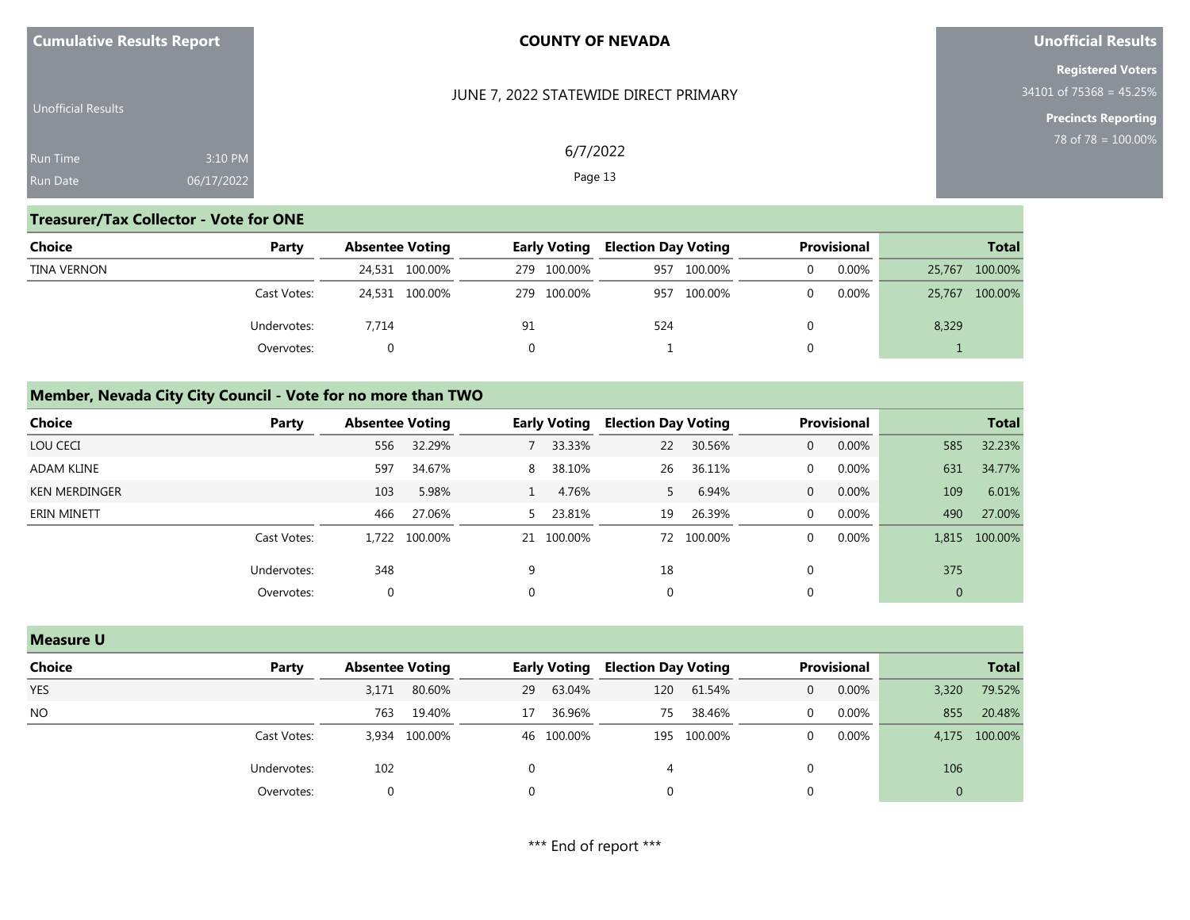Cumulative Results Report

Unofficial Results

Run Time 3:10 PM

Run Date 06/17/2022

**COUNTY OF NEVADA**

JUNE 7, 2022 STATEWIDE DIRECT PRIMARY

6/7/2022

**Unofficial Results**

**Registered Voters**

34101 of 75368 = 45.25%

**Precincts Reporting**

78 of 78 = 100.00%

## Treasurer/Tax Collector - Vote for ONE

| Choice | Party | Absentee Voting | | Early Voting | | Election Day Voting | | Provisional | | Total | |
|---|---|---|---|---|---|---|---|---|---|---|---|
| TINA VERNON | | 24,531 | 100.00% | 279 | 100.00% | 957 | 100.00% | 0 | 0.00% | 25,767 | 100.00% |
| | Cast Votes: | 24,531 | 100.00% | 279 | 100.00% | 957 | 100.00% | 0 | 0.00% | 25,767 | 100.00% |
| | Undervotes: | 7,714 | | 91 | | 524 | | 0 | | 8,329 | |
| | Overvotes: | 0 | | 0 | | 1 | | 0 | | 1 | |

## Member, Nevada City City Council - Vote for no more than TWO

| Choice | Party | Absentee Voting | | Early Voting | | Election Day Voting | | Provisional | | Total | |
|---|---|---|---|---|---|---|---|---|---|---|---|
| LOU CECI | | 556 | 32.29% | 7 | 33.33% | 22 | 30.56% | 0 | 0.00% | 585 | 32.23% |
| ADAM KLINE | | 597 | 34.67% | 8 | 38.10% | 26 | 36.11% | 0 | 0.00% | 631 | 34.77% |
| KEN MERDINGER | | 103 | 5.98% | 1 | 4.76% | 5 | 6.94% | 0 | 0.00% | 109 | 6.01% |
| ERIN MINETT | | 466 | 27.06% | 5 | 23.81% | 19 | 26.39% | 0 | 0.00% | 490 | 27.00% |
| | Cast Votes: | 1,722 | 100.00% | 21 | 100.00% | 72 | 100.00% | 0 | 0.00% | 1,815 | 100.00% |
| | Undervotes: | 348 | | 9 | | 18 | | 0 | | 375 | |
| | Overvotes: | 0 | | 0 | | 0 | | 0 | | 0 | |

## Measure U

| Choice | Party | Absentee Voting | | Early Voting | | Election Day Voting | | Provisional | | Total | |
|---|---|---|---|---|---|---|---|---|---|---|---|
| YES | | 3,171 | 80.60% | 29 | 63.04% | 120 | 61.54% | 0 | 0.00% | 3,320 | 79.52% |
| NO | | 763 | 19.40% | 17 | 36.96% | 75 | 38.46% | 0 | 0.00% | 855 | 20.48% |
| | Cast Votes: | 3,934 | 100.00% | 46 | 100.00% | 195 | 100.00% | 0 | 0.00% | 4,175 | 100.00% |
| | Undervotes: | 102 | | 0 | | 4 | | 0 | | 106 | |
| | Overvotes: | 0 | | 0 | | 0 | | 0 | | 0 | |

*** End of report ***